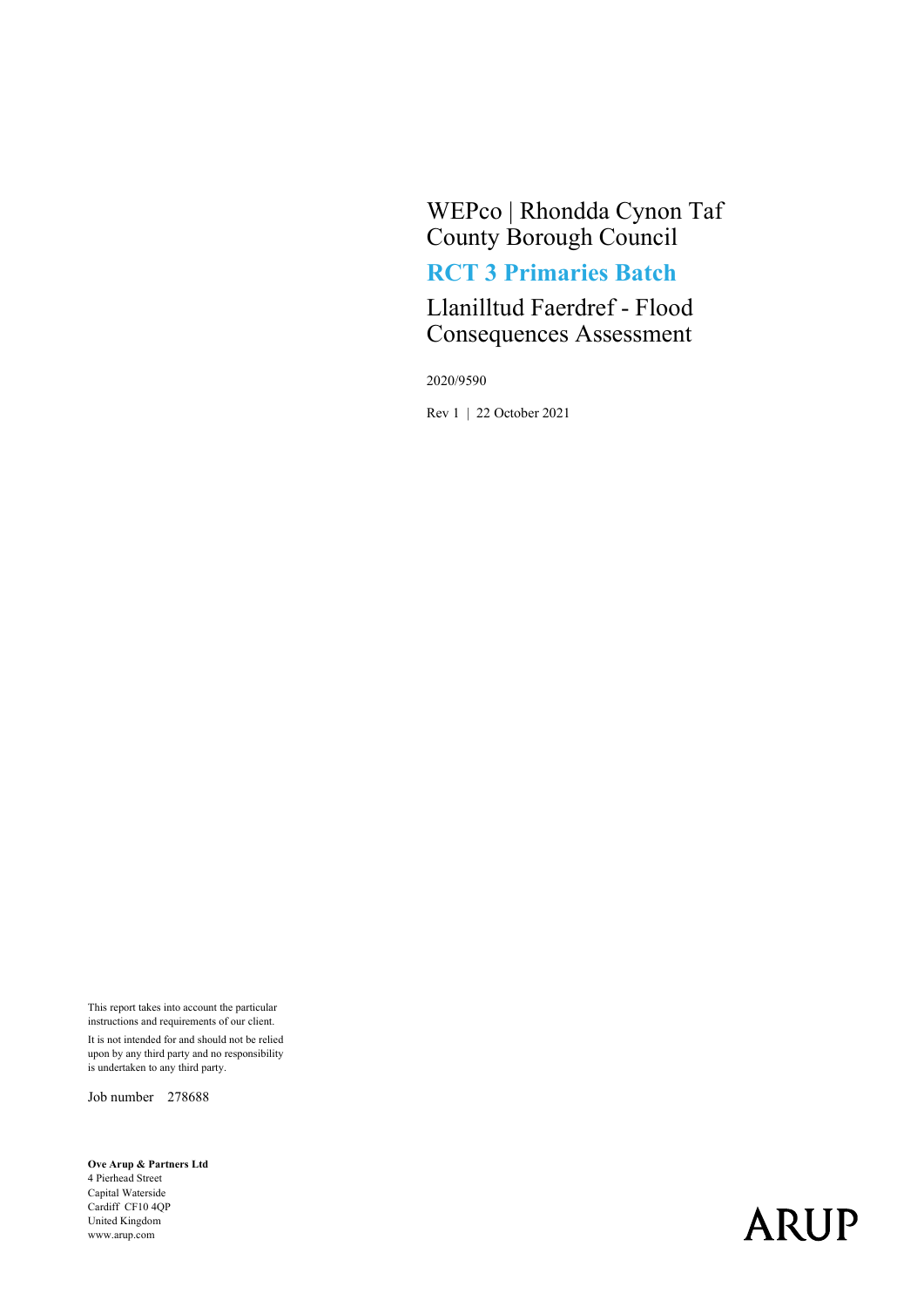# WEPco | Rhondda Cynon Taf County Borough Council

## RCT 3 Primaries Batch

## Llanilltud Faerdref - Flood Consequences Assessment

2020/9590

Rev 1 | 22 October 2021

This report takes into account the particular instructions and requirements of our client.

It is not intended for and should not be relied upon by any third party and no responsibility is undertaken to any third party.

Job number 278688

**Ove Arup & Partners Ltd**
4 Pierhead Street
Capital Waterside
Cardiff CF10 4QP
United Kingdom
www.arup.com

ARUP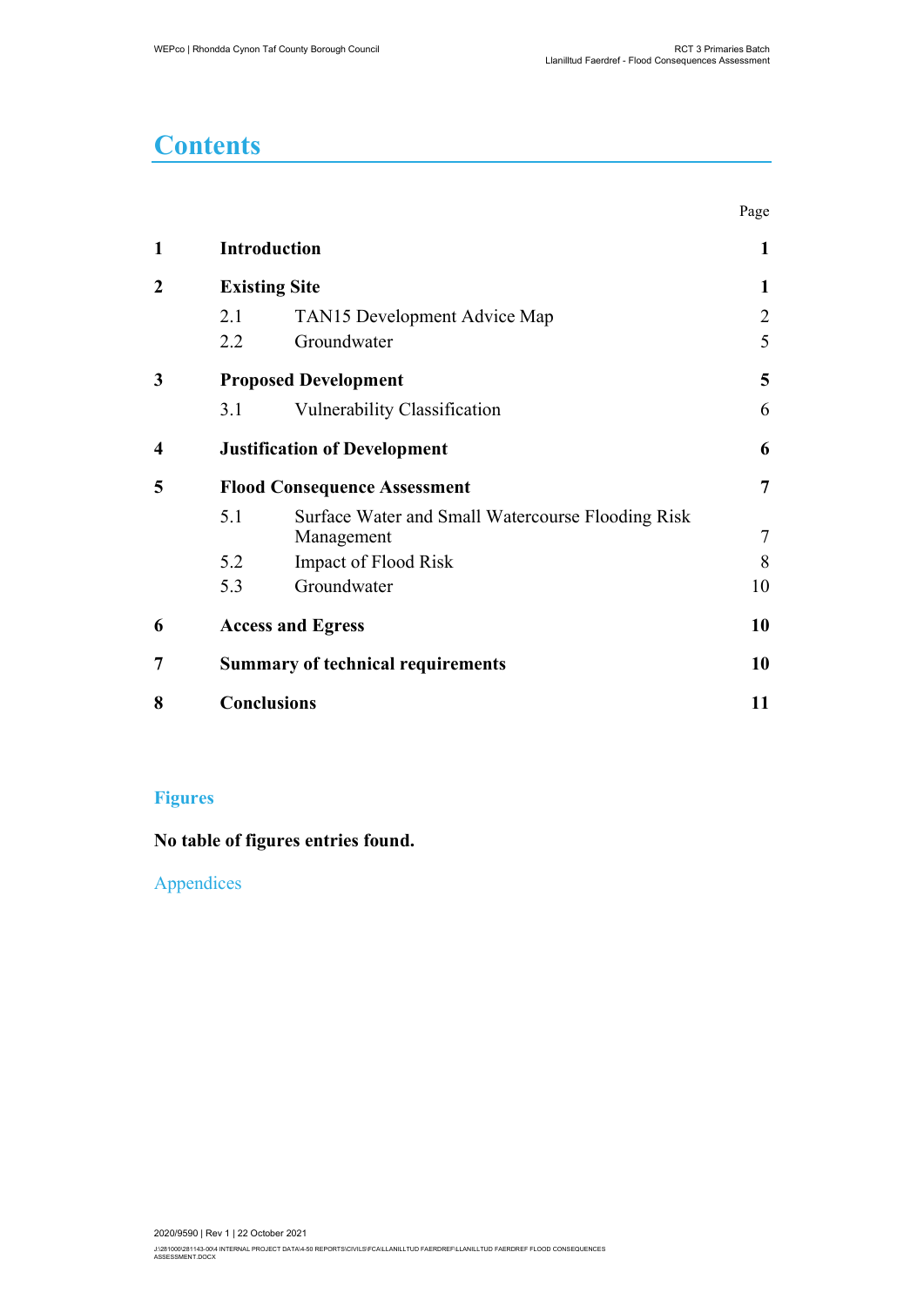# Contents

| | | Page |
|---|---|---|
| **1** | **Introduction** | **1** |
| **2** | **Existing Site** | **1** |
| | 2.1 TAN15 Development Advice Map | 2 |
| | 2.2 Groundwater | 5 |
| **3** | **Proposed Development** | **5** |
| | 3.1 Vulnerability Classification | 6 |
| **4** | **Justification of Development** | **6** |
| **5** | **Flood Consequence Assessment** | **7** |
| | 5.1 Surface Water and Small Watercourse Flooding Risk Management | 7 |
| | 5.2 Impact of Flood Risk | 8 |
| | 5.3 Groundwater | 10 |
| **6** | **Access and Egress** | **10** |
| **7** | **Summary of technical requirements** | **10** |
| **8** | **Conclusions** | **11** |

## Figures

**No table of figures entries found.**

## Appendices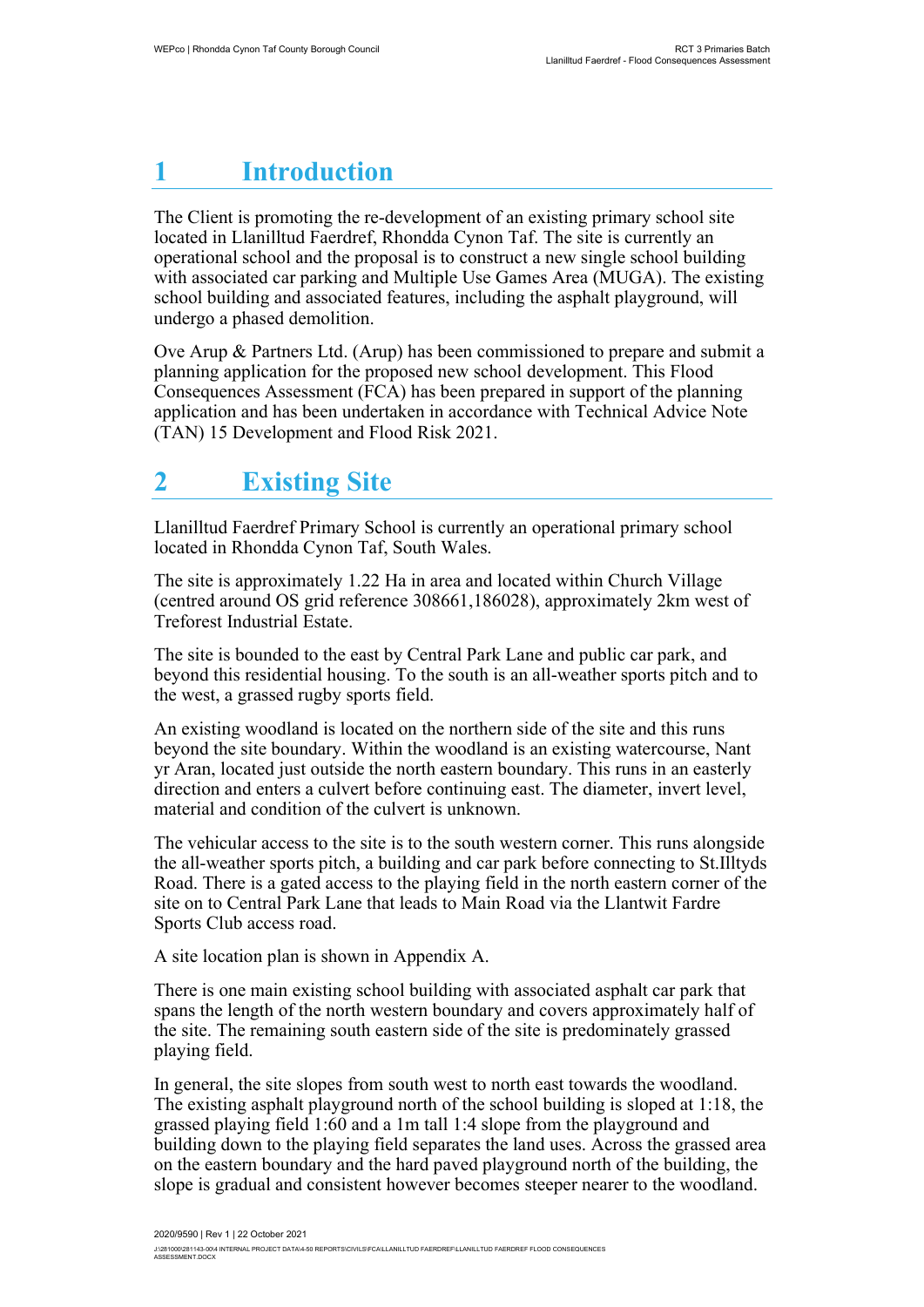# 1 Introduction

The Client is promoting the re-development of an existing primary school site located in Llanilltud Faerdref, Rhondda Cynon Taf. The site is currently an operational school and the proposal is to construct a new single school building with associated car parking and Multiple Use Games Area (MUGA). The existing school building and associated features, including the asphalt playground, will undergo a phased demolition.

Ove Arup & Partners Ltd. (Arup) has been commissioned to prepare and submit a planning application for the proposed new school development. This Flood Consequences Assessment (FCA) has been prepared in support of the planning application and has been undertaken in accordance with Technical Advice Note (TAN) 15 Development and Flood Risk 2021.

# 2 Existing Site

Llanilltud Faerdref Primary School is currently an operational primary school located in Rhondda Cynon Taf, South Wales.

The site is approximately 1.22 Ha in area and located within Church Village (centred around OS grid reference 308661,186028), approximately 2km west of Treforest Industrial Estate.

The site is bounded to the east by Central Park Lane and public car park, and beyond this residential housing. To the south is an all-weather sports pitch and to the west, a grassed rugby sports field.

An existing woodland is located on the northern side of the site and this runs beyond the site boundary. Within the woodland is an existing watercourse, Nant yr Aran, located just outside the north eastern boundary. This runs in an easterly direction and enters a culvert before continuing east. The diameter, invert level, material and condition of the culvert is unknown.

The vehicular access to the site is to the south western corner. This runs alongside the all-weather sports pitch, a building and car park before connecting to St.Illtyds Road. There is a gated access to the playing field in the north eastern corner of the site on to Central Park Lane that leads to Main Road via the Llantwit Fardre Sports Club access road.

A site location plan is shown in Appendix A.

There is one main existing school building with associated asphalt car park that spans the length of the north western boundary and covers approximately half of the site. The remaining south eastern side of the site is predominately grassed playing field.

In general, the site slopes from south west to north east towards the woodland. The existing asphalt playground north of the school building is sloped at 1:18, the grassed playing field 1:60 and a 1m tall 1:4 slope from the playground and building down to the playing field separates the land uses. Across the grassed area on the eastern boundary and the hard paved playground north of the building, the slope is gradual and consistent however becomes steeper nearer to the woodland.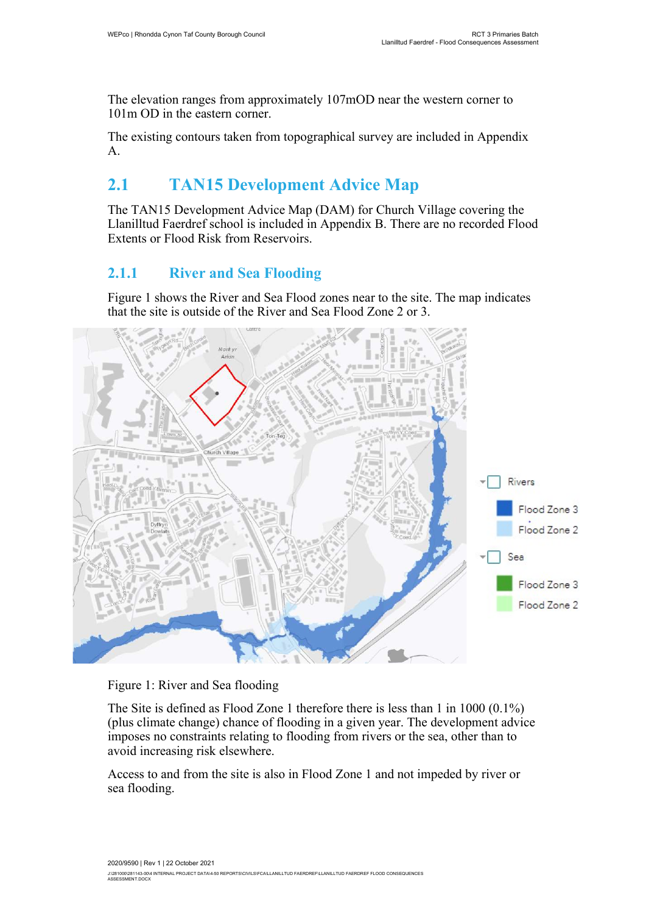The elevation ranges from approximately 107mOD near the western corner to 101m OD in the eastern corner.

The existing contours taken from topographical survey are included in Appendix A.

## 2.1 TAN15 Development Advice Map

The TAN15 Development Advice Map (DAM) for Church Village covering the Llanilltud Faerdref school is included in Appendix B. There are no recorded Flood Extents or Flood Risk from Reservoirs.

### 2.1.1 River and Sea Flooding

Figure 1 shows the River and Sea Flood zones near to the site. The map indicates that the site is outside of the River and Sea Flood Zone 2 or 3.

Figure 1: River and Sea flooding

The Site is defined as Flood Zone 1 therefore there is less than 1 in 1000 (0.1%) (plus climate change) chance of flooding in a given year. The development advice imposes no constraints relating to flooding from rivers or the sea, other than to avoid increasing risk elsewhere.

Access to and from the site is also in Flood Zone 1 and not impeded by river or sea flooding.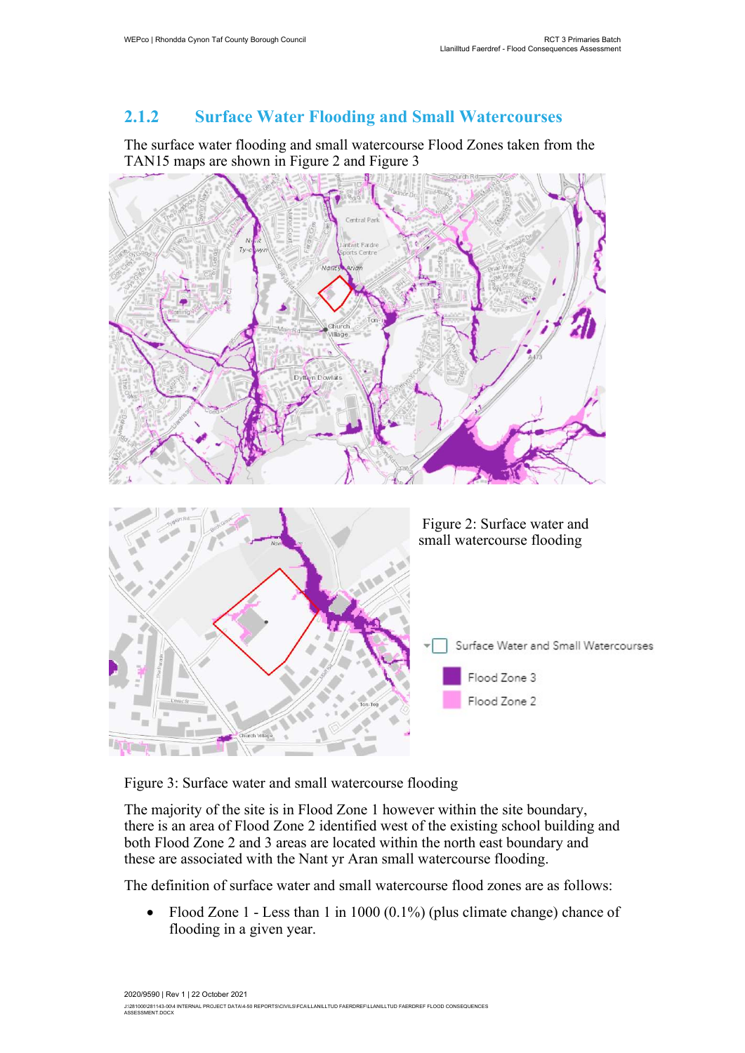### 2.1.2 Surface Water Flooding and Small Watercourses

The surface water flooding and small watercourse Flood Zones taken from the TAN15 maps are shown in Figure 2 and Figure 3

Figure 2: Surface water and small watercourse flooding

Figure 3: Surface water and small watercourse flooding

The majority of the site is in Flood Zone 1 however within the site boundary, there is an area of Flood Zone 2 identified west of the existing school building and both Flood Zone 2 and 3 areas are located within the north east boundary and these are associated with the Nant yr Aran small watercourse flooding.

The definition of surface water and small watercourse flood zones are as follows:

- Flood Zone 1 - Less than 1 in 1000 (0.1%) (plus climate change) chance of flooding in a given year.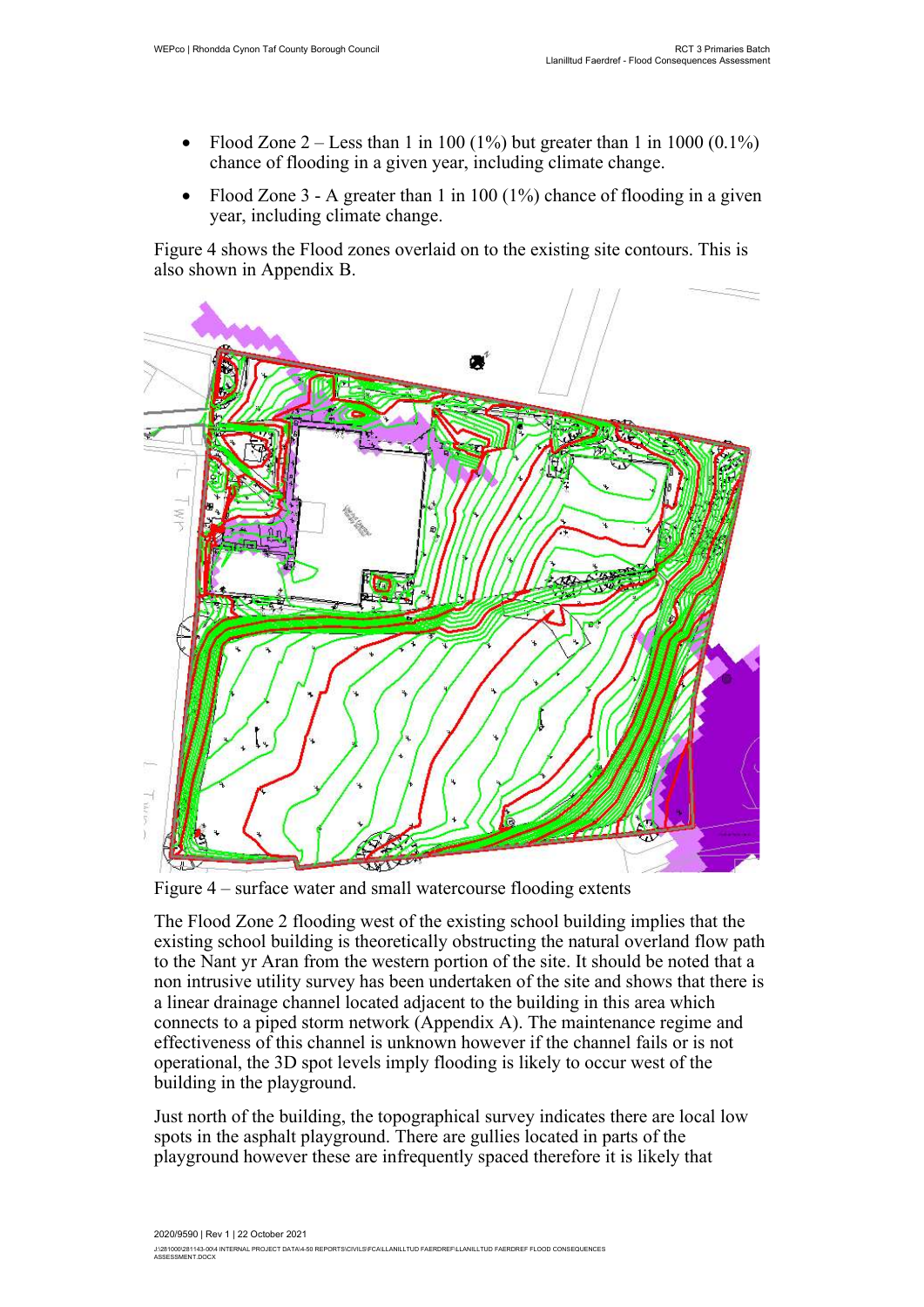- Flood Zone 2 – Less than 1 in 100 (1%) but greater than 1 in 1000 (0.1%) chance of flooding in a given year, including climate change.
- Flood Zone 3 - A greater than 1 in 100 (1%) chance of flooding in a given year, including climate change.

Figure 4 shows the Flood zones overlaid on to the existing site contours. This is also shown in Appendix B.

Figure 4 – surface water and small watercourse flooding extents

The Flood Zone 2 flooding west of the existing school building implies that the existing school building is theoretically obstructing the natural overland flow path to the Nant yr Aran from the western portion of the site. It should be noted that a non intrusive utility survey has been undertaken of the site and shows that there is a linear drainage channel located adjacent to the building in this area which connects to a piped storm network (Appendix A). The maintenance regime and effectiveness of this channel is unknown however if the channel fails or is not operational, the 3D spot levels imply flooding is likely to occur west of the building in the playground.

Just north of the building, the topographical survey indicates there are local low spots in the asphalt playground. There are gullies located in parts of the playground however these are infrequently spaced therefore it is likely that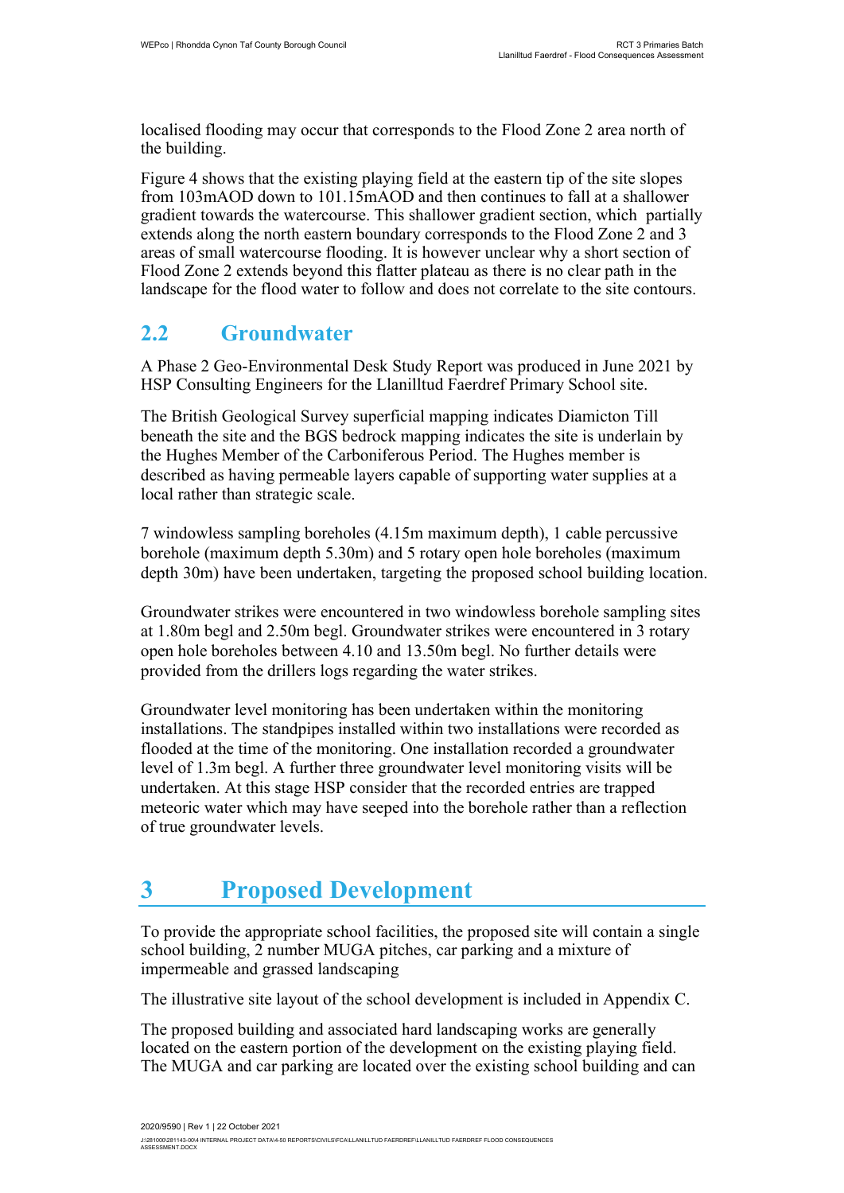localised flooding may occur that corresponds to the Flood Zone 2 area north of the building.

Figure 4 shows that the existing playing field at the eastern tip of the site slopes from 103mAOD down to 101.15mAOD and then continues to fall at a shallower gradient towards the watercourse. This shallower gradient section, which partially extends along the north eastern boundary corresponds to the Flood Zone 2 and 3 areas of small watercourse flooding. It is however unclear why a short section of Flood Zone 2 extends beyond this flatter plateau as there is no clear path in the landscape for the flood water to follow and does not correlate to the site contours.

## 2.2 Groundwater

A Phase 2 Geo-Environmental Desk Study Report was produced in June 2021 by HSP Consulting Engineers for the Llanilltud Faerdref Primary School site.

The British Geological Survey superficial mapping indicates Diamicton Till beneath the site and the BGS bedrock mapping indicates the site is underlain by the Hughes Member of the Carboniferous Period. The Hughes member is described as having permeable layers capable of supporting water supplies at a local rather than strategic scale.

7 windowless sampling boreholes (4.15m maximum depth), 1 cable percussive borehole (maximum depth 5.30m) and 5 rotary open hole boreholes (maximum depth 30m) have been undertaken, targeting the proposed school building location.

Groundwater strikes were encountered in two windowless borehole sampling sites at 1.80m begl and 2.50m begl. Groundwater strikes were encountered in 3 rotary open hole boreholes between 4.10 and 13.50m begl. No further details were provided from the drillers logs regarding the water strikes.

Groundwater level monitoring has been undertaken within the monitoring installations. The standpipes installed within two installations were recorded as flooded at the time of the monitoring. One installation recorded a groundwater level of 1.3m begl. A further three groundwater level monitoring visits will be undertaken. At this stage HSP consider that the recorded entries are trapped meteoric water which may have seeped into the borehole rather than a reflection of true groundwater levels.

# 3 Proposed Development

To provide the appropriate school facilities, the proposed site will contain a single school building, 2 number MUGA pitches, car parking and a mixture of impermeable and grassed landscaping

The illustrative site layout of the school development is included in Appendix C.

The proposed building and associated hard landscaping works are generally located on the eastern portion of the development on the existing playing field. The MUGA and car parking are located over the existing school building and can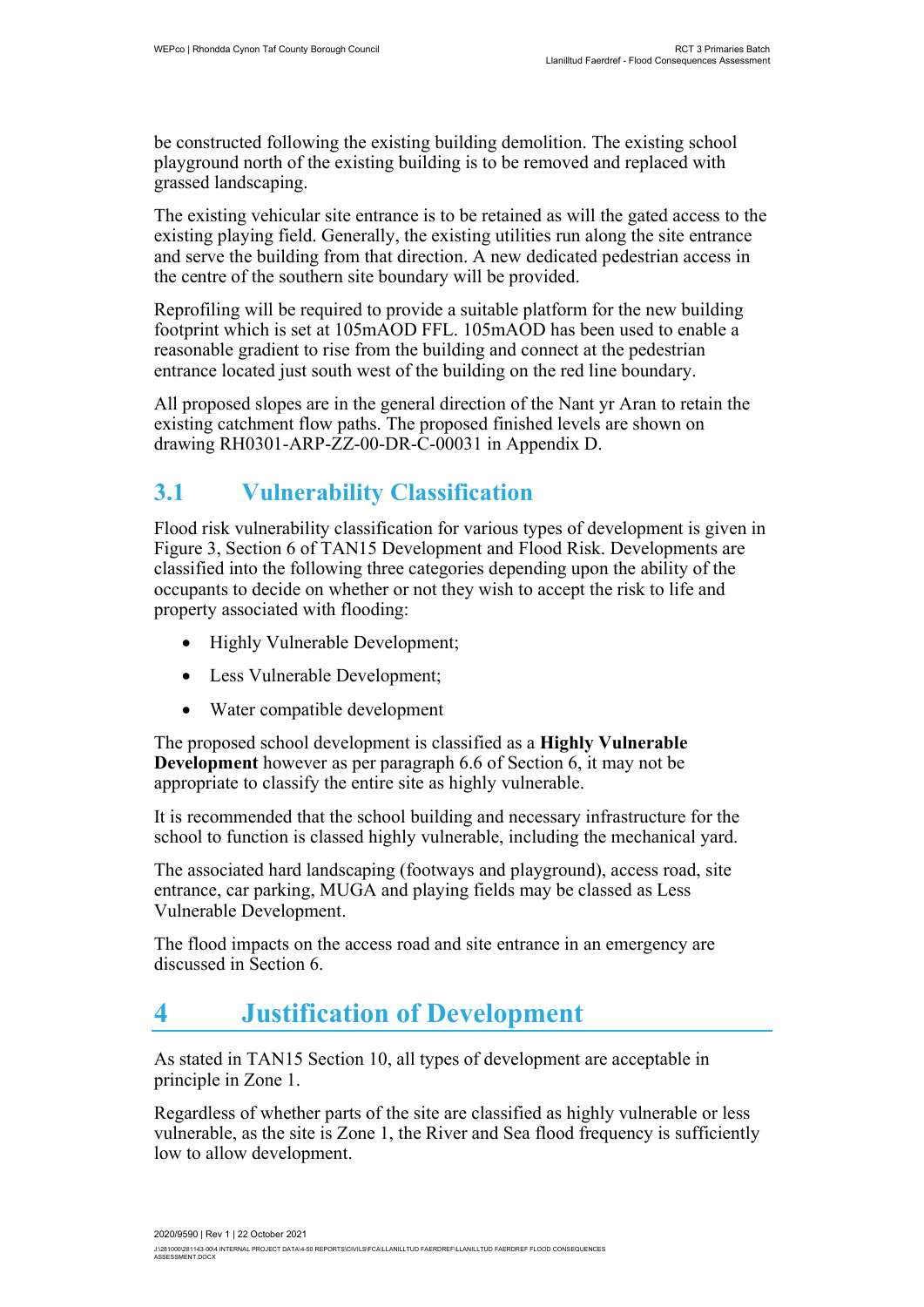be constructed following the existing building demolition. The existing school playground north of the existing building is to be removed and replaced with grassed landscaping.

The existing vehicular site entrance is to be retained as will the gated access to the existing playing field. Generally, the existing utilities run along the site entrance and serve the building from that direction. A new dedicated pedestrian access in the centre of the southern site boundary will be provided.

Reprofiling will be required to provide a suitable platform for the new building footprint which is set at 105mAOD FFL. 105mAOD has been used to enable a reasonable gradient to rise from the building and connect at the pedestrian entrance located just south west of the building on the red line boundary.

All proposed slopes are in the general direction of the Nant yr Aran to retain the existing catchment flow paths. The proposed finished levels are shown on drawing RH0301-ARP-ZZ-00-DR-C-00031 in Appendix D.

## 3.1 Vulnerability Classification

Flood risk vulnerability classification for various types of development is given in Figure 3, Section 6 of TAN15 Development and Flood Risk. Developments are classified into the following three categories depending upon the ability of the occupants to decide on whether or not they wish to accept the risk to life and property associated with flooding:

- Highly Vulnerable Development;
- Less Vulnerable Development;
- Water compatible development

The proposed school development is classified as a **Highly Vulnerable Development** however as per paragraph 6.6 of Section 6, it may not be appropriate to classify the entire site as highly vulnerable.

It is recommended that the school building and necessary infrastructure for the school to function is classed highly vulnerable, including the mechanical yard.

The associated hard landscaping (footways and playground), access road, site entrance, car parking, MUGA and playing fields may be classed as Less Vulnerable Development.

The flood impacts on the access road and site entrance in an emergency are discussed in Section 6.

# 4 Justification of Development

As stated in TAN15 Section 10, all types of development are acceptable in principle in Zone 1.

Regardless of whether parts of the site are classified as highly vulnerable or less vulnerable, as the site is Zone 1, the River and Sea flood frequency is sufficiently low to allow development.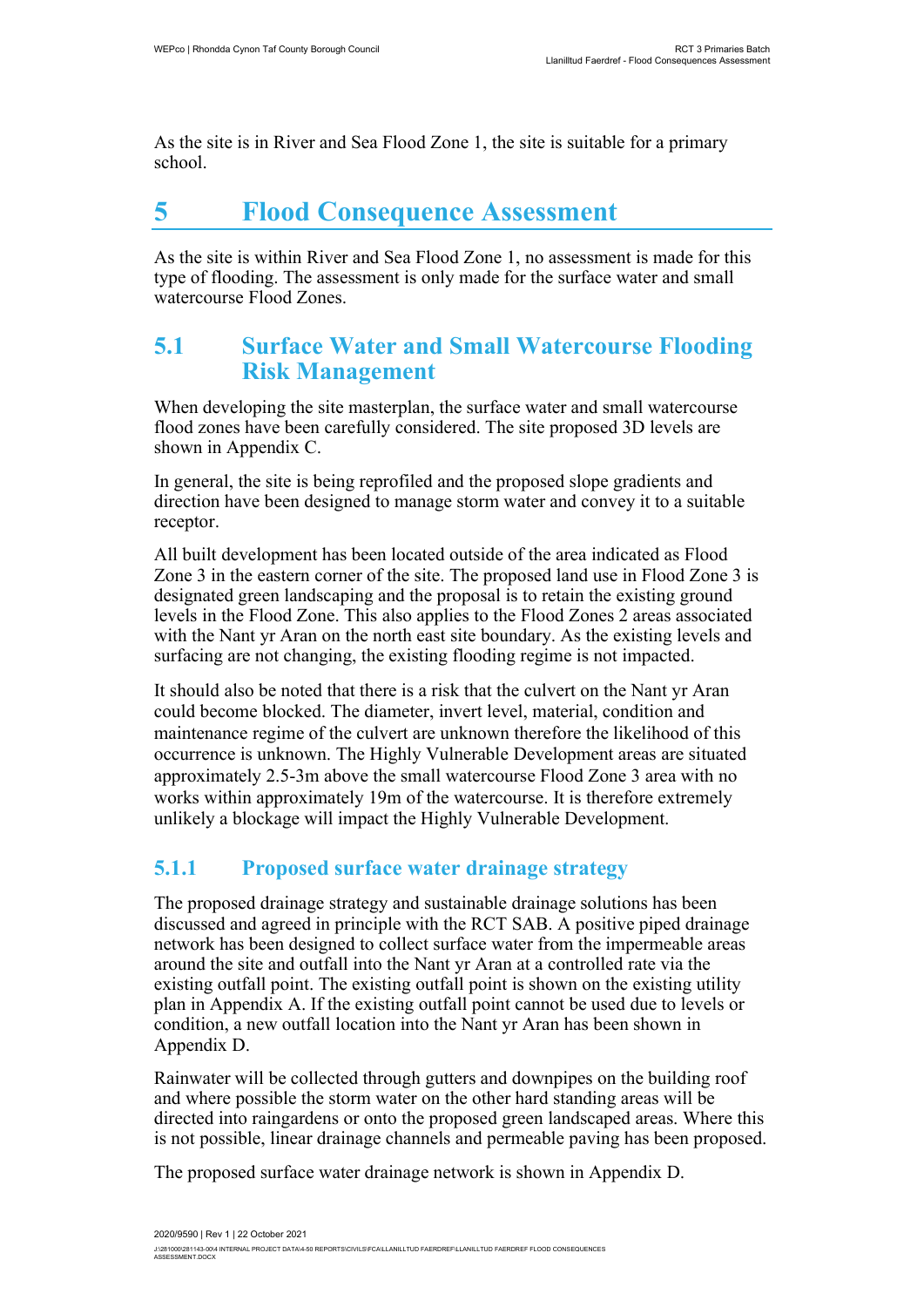As the site is in River and Sea Flood Zone 1, the site is suitable for a primary school.

# 5 Flood Consequence Assessment

As the site is within River and Sea Flood Zone 1, no assessment is made for this type of flooding. The assessment is only made for the surface water and small watercourse Flood Zones.

## 5.1 Surface Water and Small Watercourse Flooding Risk Management

When developing the site masterplan, the surface water and small watercourse flood zones have been carefully considered. The site proposed 3D levels are shown in Appendix C.

In general, the site is being reprofiled and the proposed slope gradients and direction have been designed to manage storm water and convey it to a suitable receptor.

All built development has been located outside of the area indicated as Flood Zone 3 in the eastern corner of the site. The proposed land use in Flood Zone 3 is designated green landscaping and the proposal is to retain the existing ground levels in the Flood Zone. This also applies to the Flood Zones 2 areas associated with the Nant yr Aran on the north east site boundary. As the existing levels and surfacing are not changing, the existing flooding regime is not impacted.

It should also be noted that there is a risk that the culvert on the Nant yr Aran could become blocked. The diameter, invert level, material, condition and maintenance regime of the culvert are unknown therefore the likelihood of this occurrence is unknown. The Highly Vulnerable Development areas are situated approximately 2.5-3m above the small watercourse Flood Zone 3 area with no works within approximately 19m of the watercourse. It is therefore extremely unlikely a blockage will impact the Highly Vulnerable Development.

### 5.1.1 Proposed surface water drainage strategy

The proposed drainage strategy and sustainable drainage solutions has been discussed and agreed in principle with the RCT SAB. A positive piped drainage network has been designed to collect surface water from the impermeable areas around the site and outfall into the Nant yr Aran at a controlled rate via the existing outfall point. The existing outfall point is shown on the existing utility plan in Appendix A. If the existing outfall point cannot be used due to levels or condition, a new outfall location into the Nant yr Aran has been shown in Appendix D.

Rainwater will be collected through gutters and downpipes on the building roof and where possible the storm water on the other hard standing areas will be directed into raingardens or onto the proposed green landscaped areas. Where this is not possible, linear drainage channels and permeable paving has been proposed.

The proposed surface water drainage network is shown in Appendix D.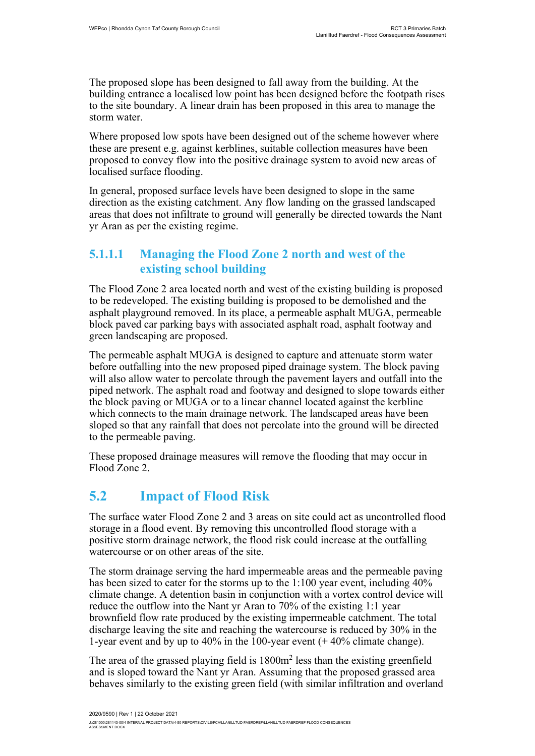The proposed slope has been designed to fall away from the building. At the building entrance a localised low point has been designed before the footpath rises to the site boundary. A linear drain has been proposed in this area to manage the storm water.

Where proposed low spots have been designed out of the scheme however where these are present e.g. against kerblines, suitable collection measures have been proposed to convey flow into the positive drainage system to avoid new areas of localised surface flooding.

In general, proposed surface levels have been designed to slope in the same direction as the existing catchment. Any flow landing on the grassed landscaped areas that does not infiltrate to ground will generally be directed towards the Nant yr Aran as per the existing regime.

#### 5.1.1.1 Managing the Flood Zone 2 north and west of the existing school building

The Flood Zone 2 area located north and west of the existing building is proposed to be redeveloped. The existing building is proposed to be demolished and the asphalt playground removed. In its place, a permeable asphalt MUGA, permeable block paved car parking bays with associated asphalt road, asphalt footway and green landscaping are proposed.

The permeable asphalt MUGA is designed to capture and attenuate storm water before outfalling into the new proposed piped drainage system. The block paving will also allow water to percolate through the pavement layers and outfall into the piped network. The asphalt road and footway and designed to slope towards either the block paving or MUGA or to a linear channel located against the kerbline which connects to the main drainage network. The landscaped areas have been sloped so that any rainfall that does not percolate into the ground will be directed to the permeable paving.

These proposed drainage measures will remove the flooding that may occur in Flood Zone 2.

## 5.2 Impact of Flood Risk

The surface water Flood Zone 2 and 3 areas on site could act as uncontrolled flood storage in a flood event. By removing this uncontrolled flood storage with a positive storm drainage network, the flood risk could increase at the outfalling watercourse or on other areas of the site.

The storm drainage serving the hard impermeable areas and the permeable paving has been sized to cater for the storms up to the 1:100 year event, including 40% climate change. A detention basin in conjunction with a vortex control device will reduce the outflow into the Nant yr Aran to 70% of the existing 1:1 year brownfield flow rate produced by the existing impermeable catchment. The total discharge leaving the site and reaching the watercourse is reduced by 30% in the 1-year event and by up to 40% in the 100-year event (+ 40% climate change).

The area of the grassed playing field is 1800m$^2$ less than the existing greenfield and is sloped toward the Nant yr Aran. Assuming that the proposed grassed area behaves similarly to the existing green field (with similar infiltration and overland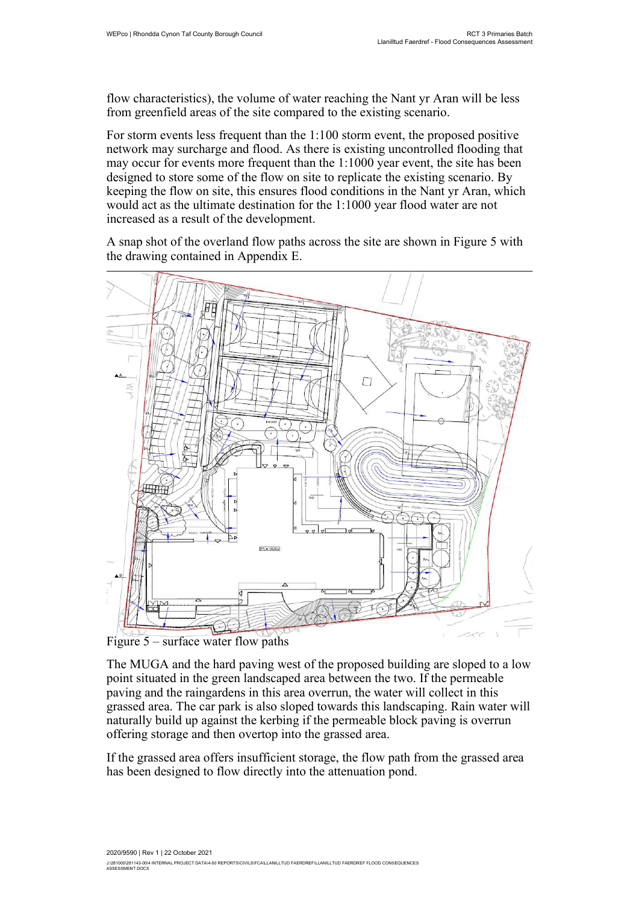flow characteristics), the volume of water reaching the Nant yr Aran will be less from greenfield areas of the site compared to the existing scenario.

For storm events less frequent than the 1:100 storm event, the proposed positive network may surcharge and flood. As there is existing uncontrolled flooding that may occur for events more frequent than the 1:1000 year event, the site has been designed to store some of the flow on site to replicate the existing scenario. By keeping the flow on site, this ensures flood conditions in the Nant yr Aran, which would act as the ultimate destination for the 1:1000 year flood water are not increased as a result of the development.

A snap shot of the overland flow paths across the site are shown in Figure 5 with the drawing contained in Appendix E.

Figure 5 – surface water flow paths

The MUGA and the hard paving west of the proposed building are sloped to a low point situated in the green landscaped area between the two. If the permeable paving and the raingardens in this area overrun, the water will collect in this grassed area. The car park is also sloped towards this landscaping. Rain water will naturally build up against the kerbing if the permeable block paving is overrun offering storage and then overtop into the grassed area.

If the grassed area offers insufficient storage, the flow path from the grassed area has been designed to flow directly into the attenuation pond.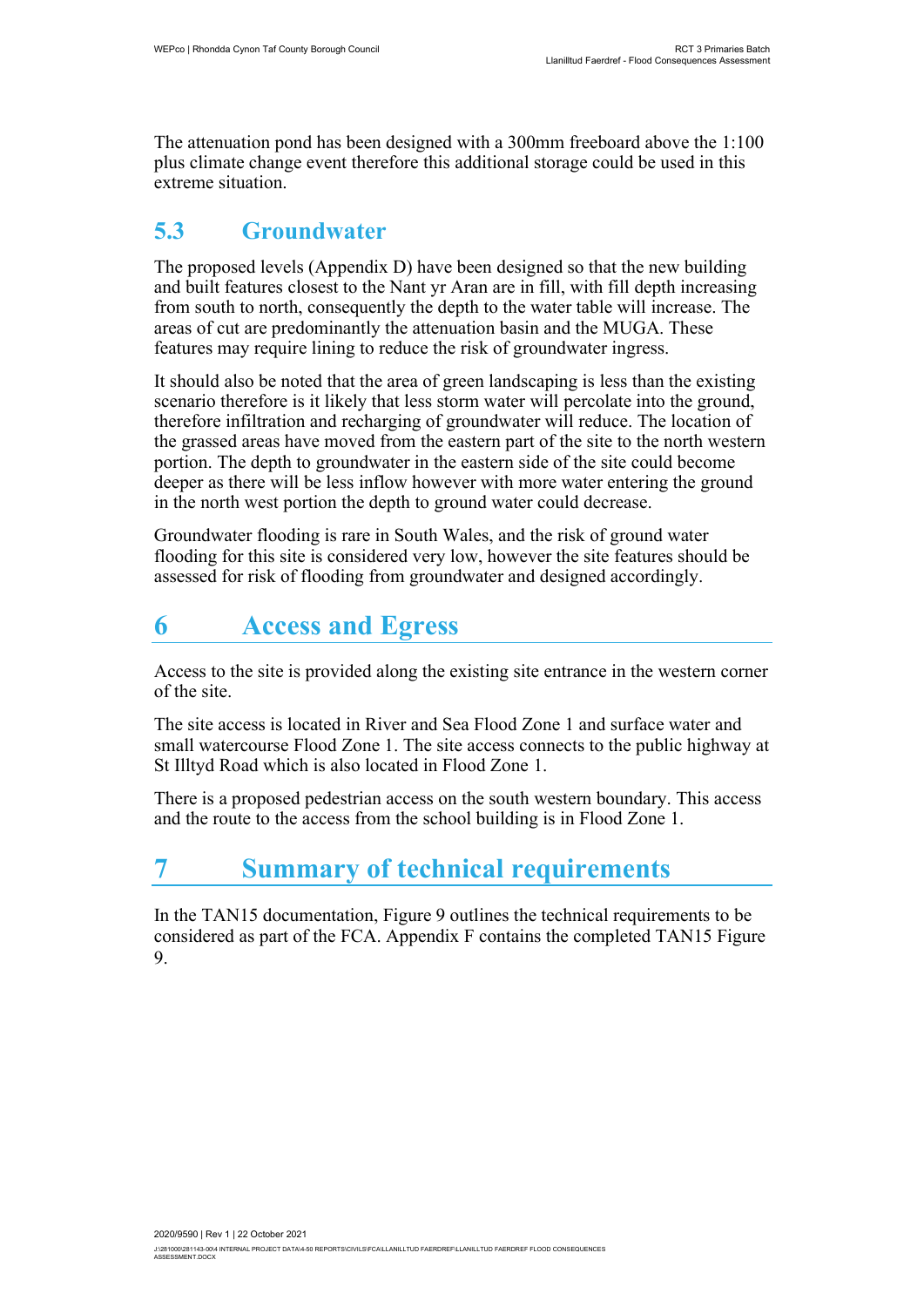The attenuation pond has been designed with a 300mm freeboard above the 1:100 plus climate change event therefore this additional storage could be used in this extreme situation.

### 5.3 Groundwater

The proposed levels (Appendix D) have been designed so that the new building and built features closest to the Nant yr Aran are in fill, with fill depth increasing from south to north, consequently the depth to the water table will increase. The areas of cut are predominantly the attenuation basin and the MUGA. These features may require lining to reduce the risk of groundwater ingress.

It should also be noted that the area of green landscaping is less than the existing scenario therefore is it likely that less storm water will percolate into the ground, therefore infiltration and recharging of groundwater will reduce. The location of the grassed areas have moved from the eastern part of the site to the north western portion. The depth to groundwater in the eastern side of the site could become deeper as there will be less inflow however with more water entering the ground in the north west portion the depth to ground water could decrease.

Groundwater flooding is rare in South Wales, and the risk of ground water flooding for this site is considered very low, however the site features should be assessed for risk of flooding from groundwater and designed accordingly.

## 6 Access and Egress

Access to the site is provided along the existing site entrance in the western corner of the site.

The site access is located in River and Sea Flood Zone 1 and surface water and small watercourse Flood Zone 1. The site access connects to the public highway at St Illtyd Road which is also located in Flood Zone 1.

There is a proposed pedestrian access on the south western boundary. This access and the route to the access from the school building is in Flood Zone 1.

## 7 Summary of technical requirements

In the TAN15 documentation, Figure 9 outlines the technical requirements to be considered as part of the FCA. Appendix F contains the completed TAN15 Figure 9.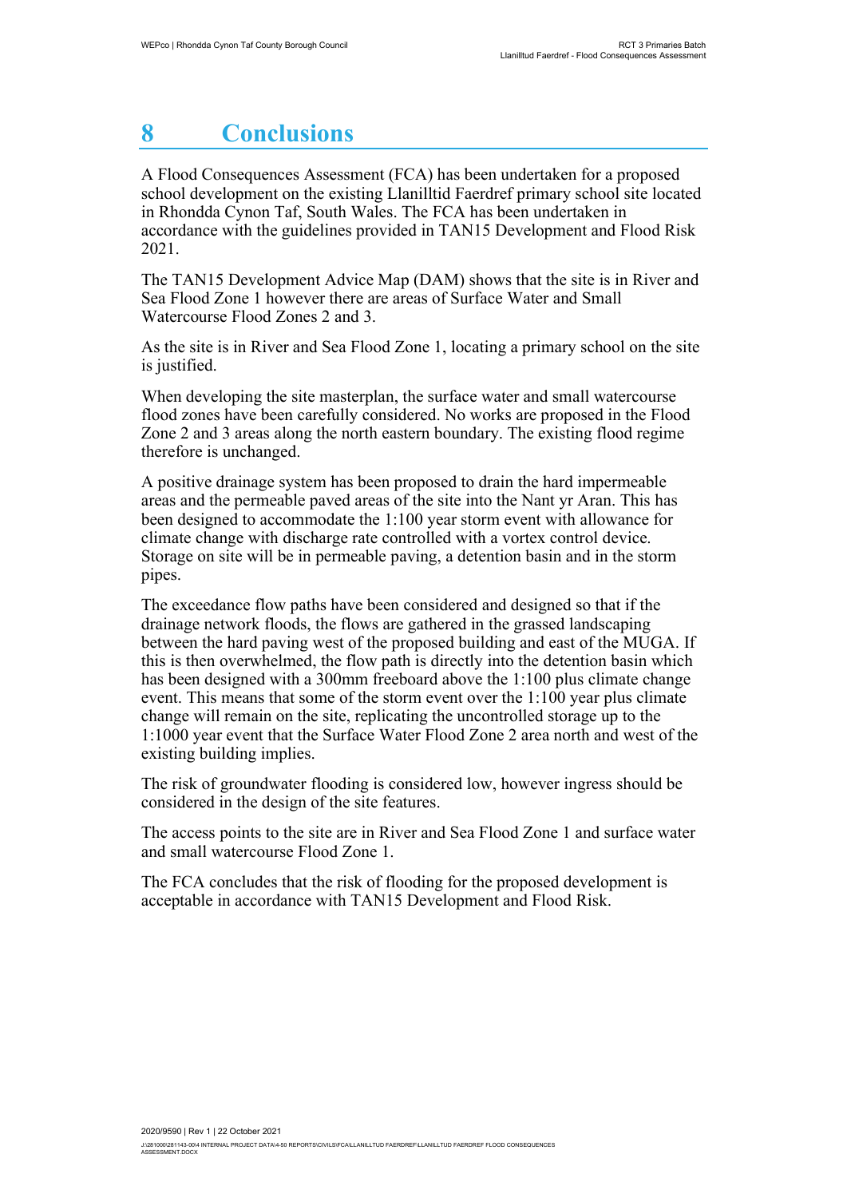# 8 Conclusions

A Flood Consequences Assessment (FCA) has been undertaken for a proposed school development on the existing Llanilltid Faerdref primary school site located in Rhondda Cynon Taf, South Wales. The FCA has been undertaken in accordance with the guidelines provided in TAN15 Development and Flood Risk 2021.

The TAN15 Development Advice Map (DAM) shows that the site is in River and Sea Flood Zone 1 however there are areas of Surface Water and Small Watercourse Flood Zones 2 and 3.

As the site is in River and Sea Flood Zone 1, locating a primary school on the site is justified.

When developing the site masterplan, the surface water and small watercourse flood zones have been carefully considered. No works are proposed in the Flood Zone 2 and 3 areas along the north eastern boundary. The existing flood regime therefore is unchanged.

A positive drainage system has been proposed to drain the hard impermeable areas and the permeable paved areas of the site into the Nant yr Aran. This has been designed to accommodate the 1:100 year storm event with allowance for climate change with discharge rate controlled with a vortex control device. Storage on site will be in permeable paving, a detention basin and in the storm pipes.

The exceedance flow paths have been considered and designed so that if the drainage network floods, the flows are gathered in the grassed landscaping between the hard paving west of the proposed building and east of the MUGA. If this is then overwhelmed, the flow path is directly into the detention basin which has been designed with a 300mm freeboard above the 1:100 plus climate change event. This means that some of the storm event over the 1:100 year plus climate change will remain on the site, replicating the uncontrolled storage up to the 1:1000 year event that the Surface Water Flood Zone 2 area north and west of the existing building implies.

The risk of groundwater flooding is considered low, however ingress should be considered in the design of the site features.

The access points to the site are in River and Sea Flood Zone 1 and surface water and small watercourse Flood Zone 1.

The FCA concludes that the risk of flooding for the proposed development is acceptable in accordance with TAN15 Development and Flood Risk.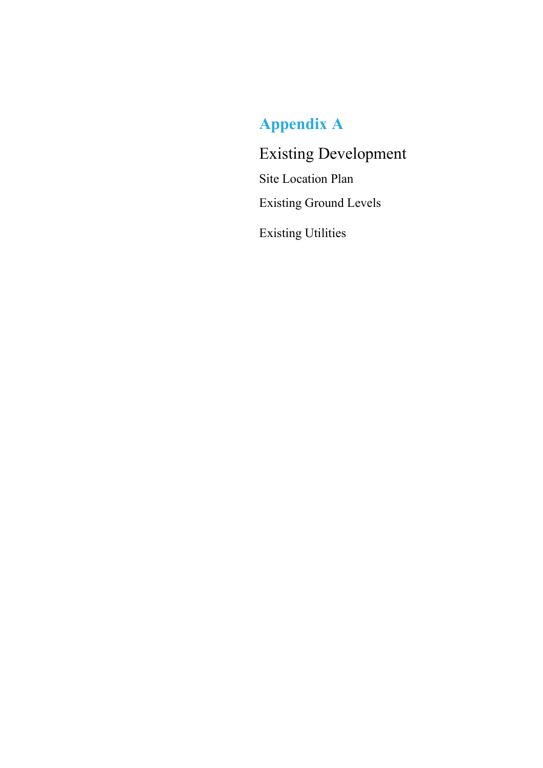# Appendix A

## Existing Development

Site Location Plan

Existing Ground Levels

Existing Utilities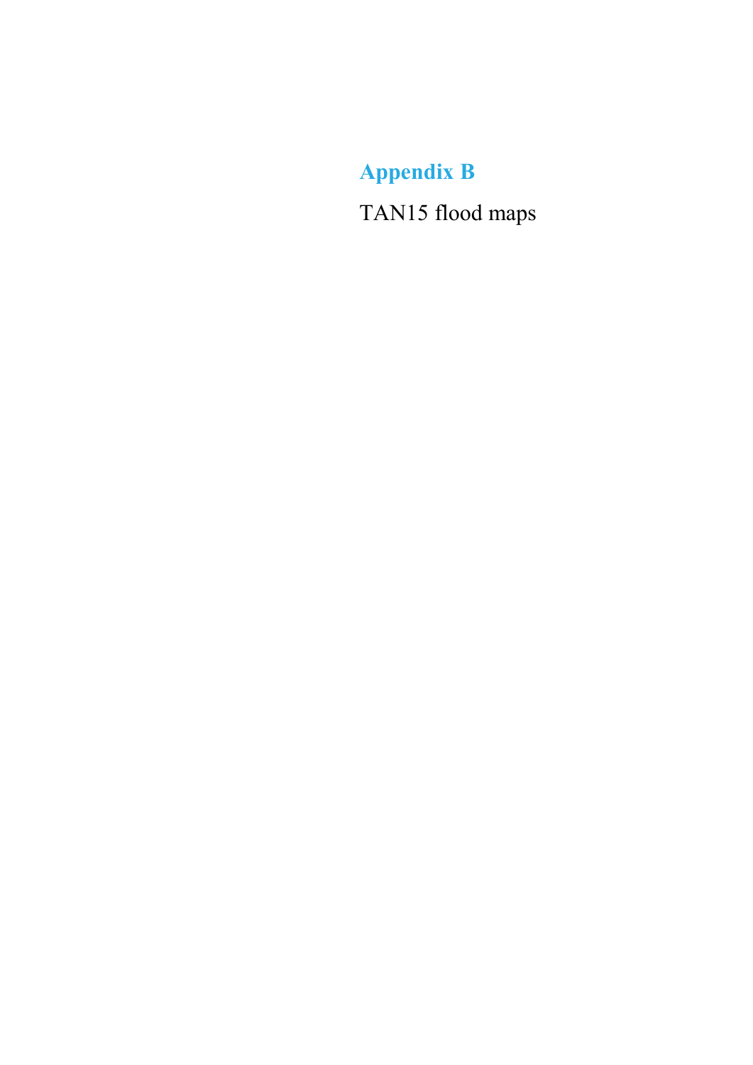# Appendix B

TAN15 flood maps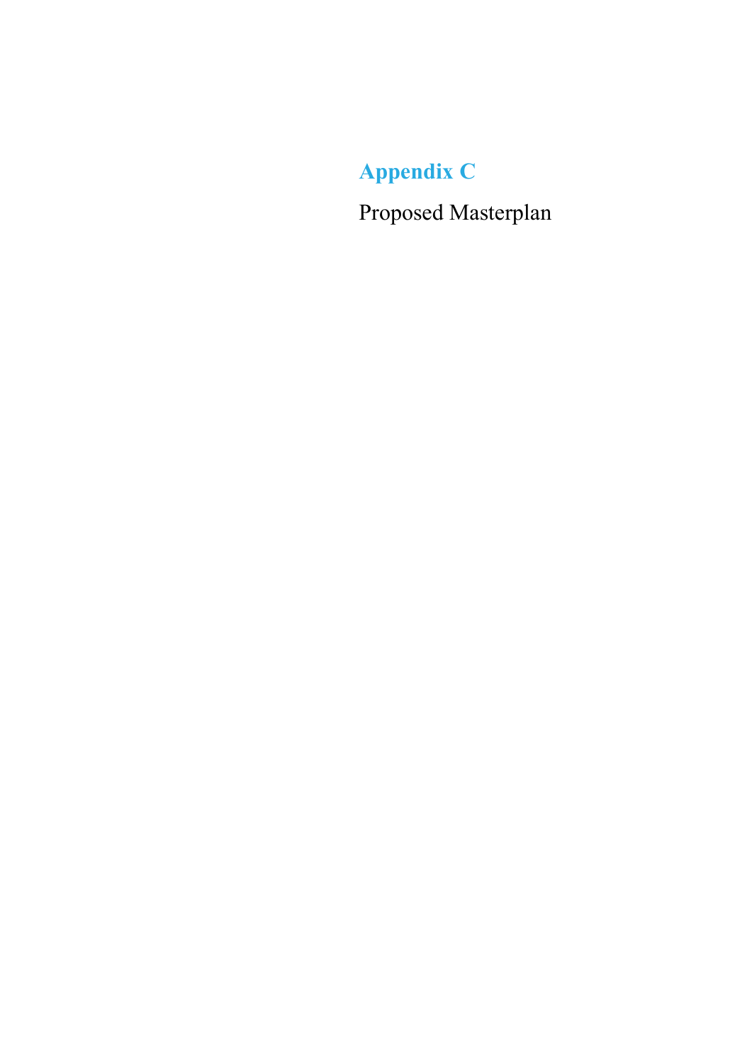# Appendix C

Proposed Masterplan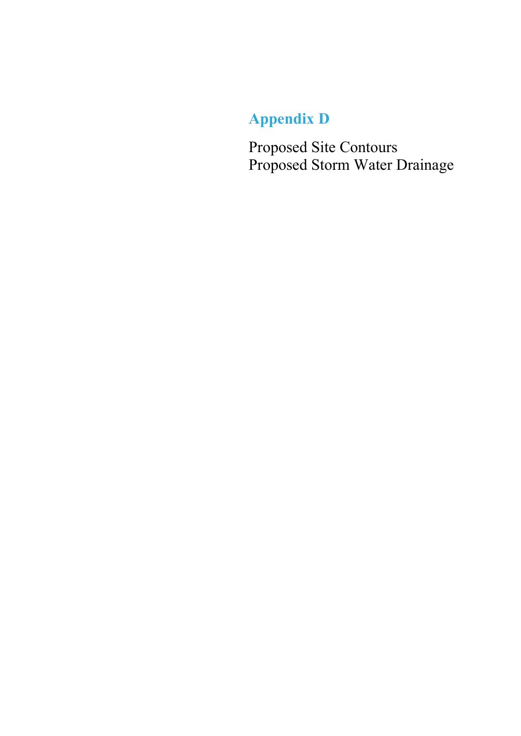# Appendix D

Proposed Site Contours
Proposed Storm Water Drainage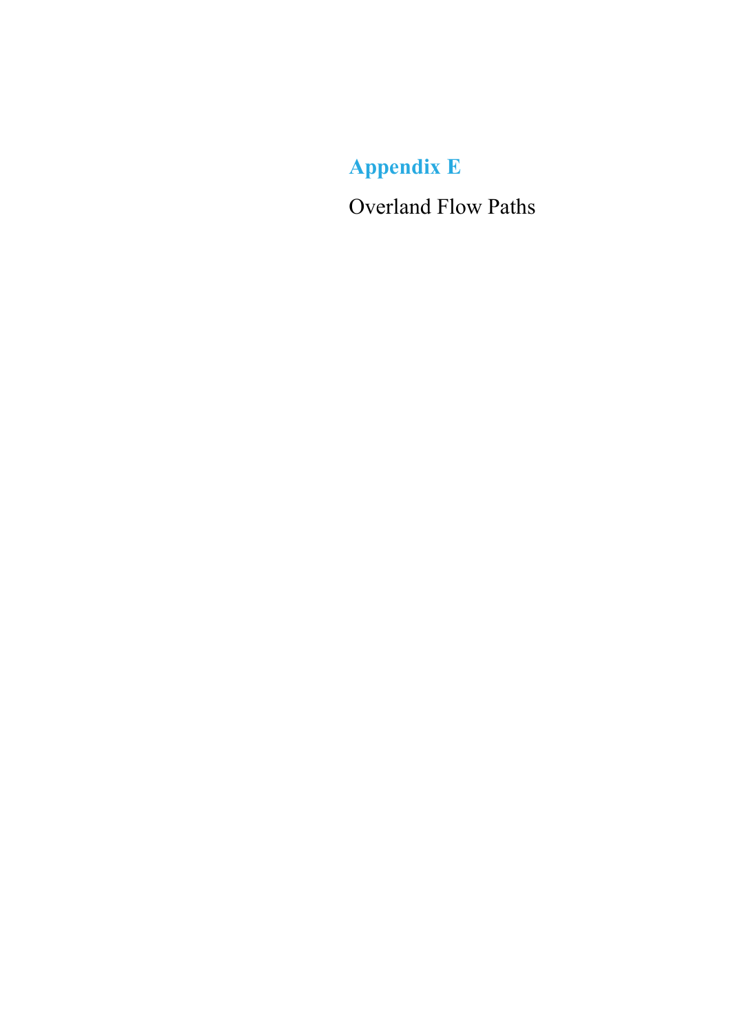# Appendix E

Overland Flow Paths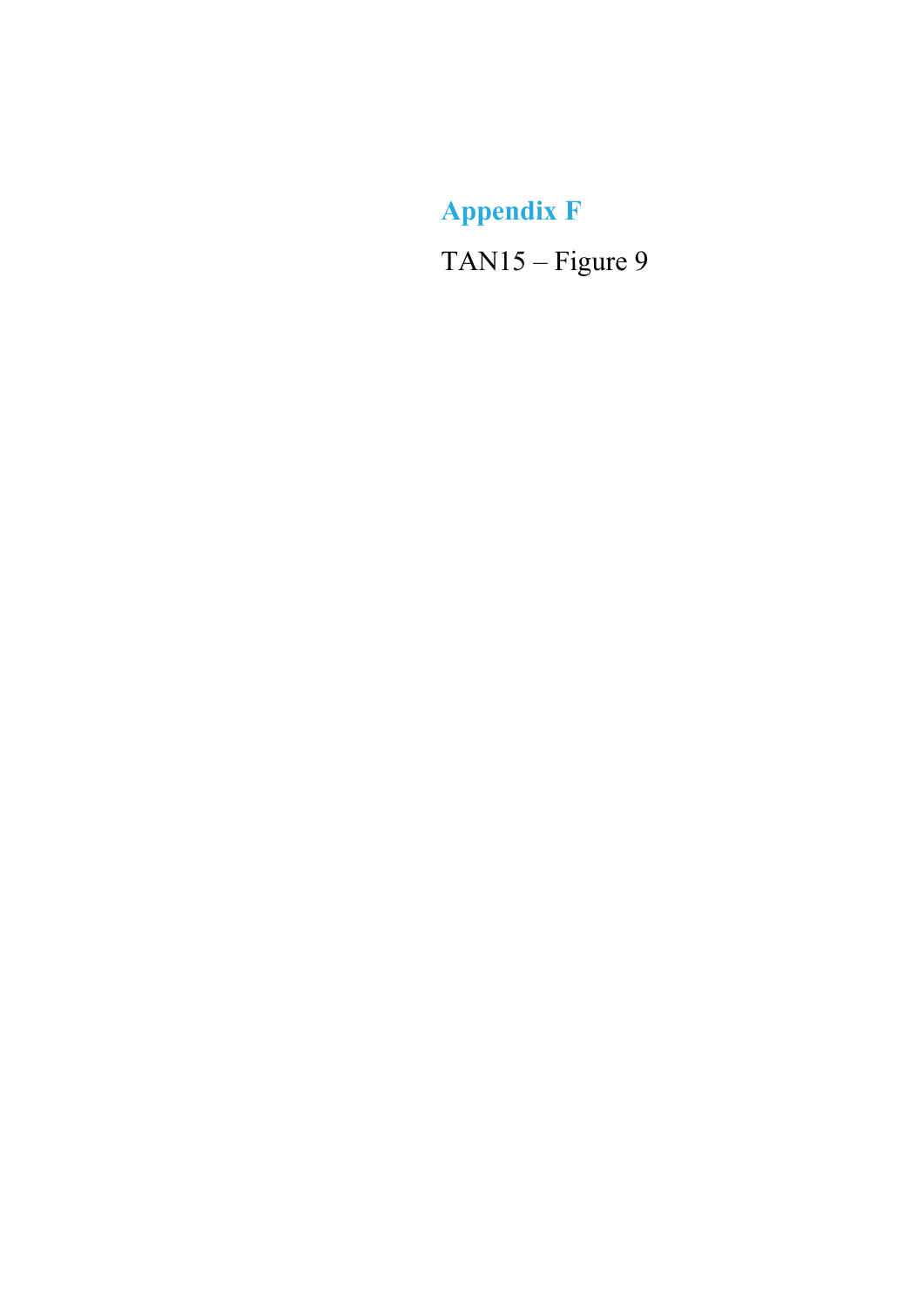# Appendix F

TAN15 – Figure 9